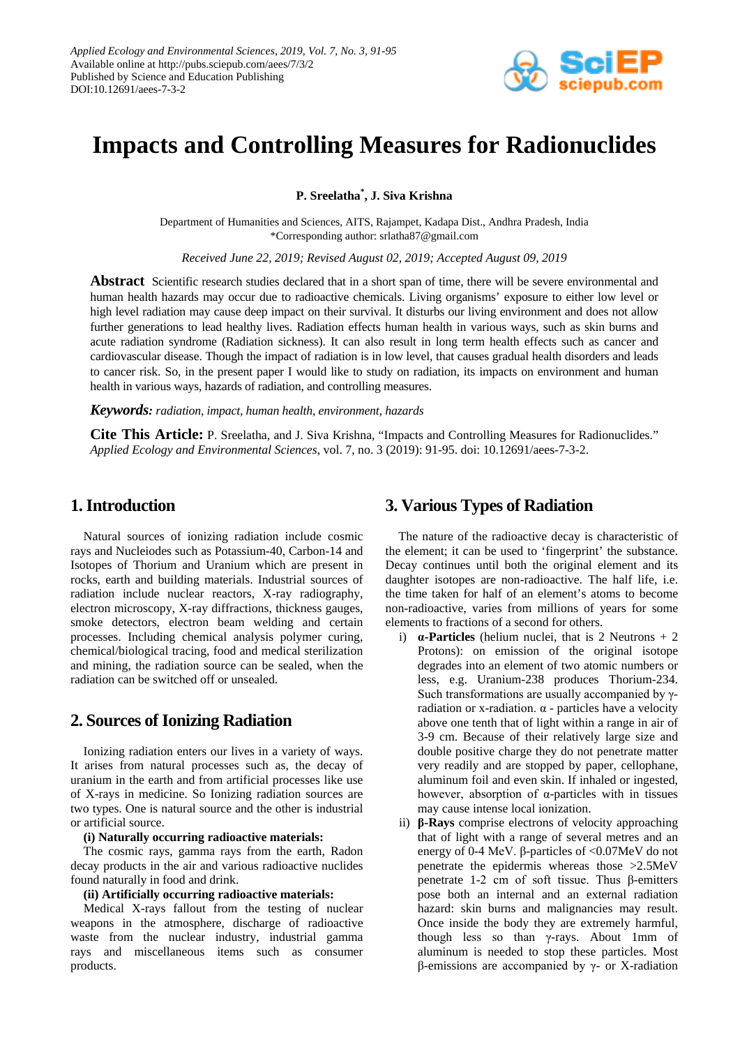*Applied Ecology and Environmental Sciences*, *2019, Vol. 7, No. 3, 91-95*
Available online at http://pubs.sciepub.com/aees/7/3/2
Published by Science and Education Publishing
DOI:10.12691/aees-7-3-2

# Impacts and Controlling Measures for Radionuclides

**P. Sreelatha[*], J. Siva Krishna**

Department of Humanities and Sciences, AITS, Rajampet, Kadapa Dist., Andhra Pradesh, India
*Corresponding author: srlatha87@gmail.com

*Received June 22, 2019; Revised August 02, 2019; Accepted August 09, 2019*

**Abstract** Scientific research studies declared that in a short span of time, there will be severe environmental and human health hazards may occur due to radioactive chemicals. Living organisms' exposure to either low level or high level radiation may cause deep impact on their survival. It disturbs our living environment and does not allow further generations to lead healthy lives. Radiation effects human health in various ways, such as skin burns and acute radiation syndrome (Radiation sickness). It can also result in long term health effects such as cancer and cardiovascular disease. Though the impact of radiation is in low level, that causes gradual health disorders and leads to cancer risk. So, in the present paper I would like to study on radiation, its impacts on environment and human health in various ways, hazards of radiation, and controlling measures.

***Keywords:*** *radiation, impact, human health, environment, hazards*

**Cite This Article:** P. Sreelatha, and J. Siva Krishna, "Impacts and Controlling Measures for Radionuclides." *Applied Ecology and Environmental Sciences*, vol. 7, no. 3 (2019): 91-95. doi: 10.12691/aees-7-3-2.

## 1. Introduction

Natural sources of ionizing radiation include cosmic rays and Nucleiodes such as Potassium-40, Carbon-14 and Isotopes of Thorium and Uranium which are present in rocks, earth and building materials. Industrial sources of radiation include nuclear reactors, X-ray radiography, electron microscopy, X-ray diffractions, thickness gauges, smoke detectors, electron beam welding and certain processes. Including chemical analysis polymer curing, chemical/biological tracing, food and medical sterilization and mining, the radiation source can be sealed, when the radiation can be switched off or unsealed.

## 2. Sources of Ionizing Radiation

Ionizing radiation enters our lives in a variety of ways. It arises from natural processes such as, the decay of uranium in the earth and from artificial processes like use of X-rays in medicine. So Ionizing radiation sources are two types. One is natural source and the other is industrial or artificial source.

**(i) Naturally occurring radioactive materials:**

The cosmic rays, gamma rays from the earth, Radon decay products in the air and various radioactive nuclides found naturally in food and drink.

**(ii) Artificially occurring radioactive materials:**

Medical X-rays fallout from the testing of nuclear weapons in the atmosphere, discharge of radioactive waste from the nuclear industry, industrial gamma rays and miscellaneous items such as consumer products.

## 3. Various Types of Radiation

The nature of the radioactive decay is characteristic of the element; it can be used to 'fingerprint' the substance. Decay continues until both the original element and its daughter isotopes are non-radioactive. The half life, i.e. the time taken for half of an element's atoms to become non-radioactive, varies from millions of years for some elements to fractions of a second for others.

i) **α-Particles** (helium nuclei, that is 2 Neutrons + 2 Protons): on emission of the original isotope degrades into an element of two atomic numbers or less, e.g. Uranium-238 produces Thorium-234. Such transformations are usually accompanied by γ-radiation or x-radiation. α - particles have a velocity above one tenth that of light within a range in air of 3-9 cm. Because of their relatively large size and double positive charge they do not penetrate matter very readily and are stopped by paper, cellophane, aluminum foil and even skin. If inhaled or ingested, however, absorption of α-particles with in tissues may cause intense local ionization.

ii) **β-Rays** comprise electrons of velocity approaching that of light with a range of several metres and an energy of 0-4 MeV. β-particles of <0.07MeV do not penetrate the epidermis whereas those >2.5MeV penetrate 1-2 cm of soft tissue. Thus β-emitters pose both an internal and an external radiation hazard: skin burns and malignancies may result. Once inside the body they are extremely harmful, though less so than γ-rays. About 1mm of aluminum is needed to stop these particles. Most β-emissions are accompanied by γ- or X-radiation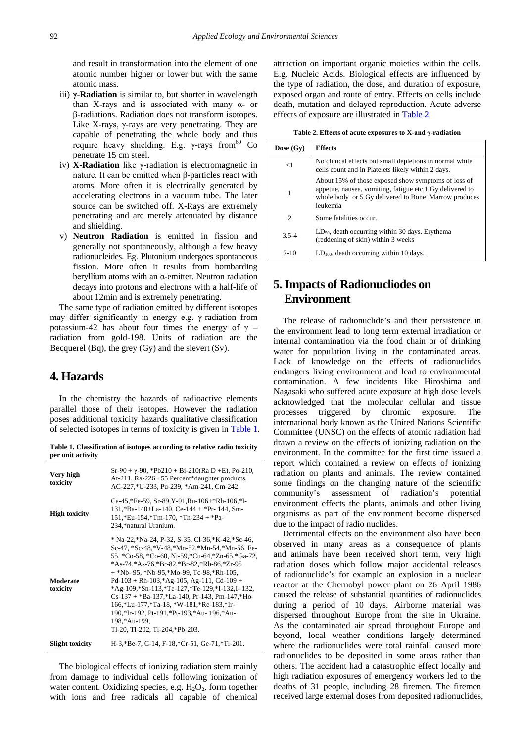and result in transformation into the element of one atomic number higher or lower but with the same atomic mass.

iii) **γ-Radiation** is similar to, but shorter in wavelength than X-rays and is associated with many α- or β-radiations. Radiation does not transform isotopes. Like X-rays, γ-rays are very penetrating. They are capable of penetrating the whole body and thus require heavy shielding. E.g. γ-rays from$^{60}$ Co penetrate 15 cm steel.

iv) **X-Radiation** like γ-radiation is electromagnetic in nature. It can be emitted when β-particles react with atoms. More often it is electrically generated by accelerating electrons in a vacuum tube. The later source can be switched off. X-Rays are extremely penetrating and are merely attenuated by distance and shielding.

v) **Neutron Radiation** is emitted in fission and generally not spontaneously, although a few heavy radionucleides. Eg. Plutonium undergoes spontaneous fission. More often it results from bombarding beryllium atoms with an α-emitter. Neutron radiation decays into protons and electrons with a half-life of about 12min and is extremely penetrating.

The same type of radiation emitted by different isotopes may differ significantly in energy e.g. γ-radiation from potassium-42 has about four times the energy of γ – radiation from gold-198. Units of radiation are the Becquerel (Bq), the grey (Gy) and the sievert (Sv).

## 4. Hazards

In the chemistry the hazards of radioactive elements parallel those of their isotopes. However the radiation poses additional toxicity hazards qualitative classification of selected isotopes in terms of toxicity is given in Table 1.

**Table 1. Classification of isotopes according to relative radio toxicity per unit activity**

| | |
|---|---|
| **Very high toxicity** | Sr-90 + γ-90, *Pb210 + Bi-210(Ra D +E), Po-210, At-211, Ra-226 +55 Percent*daughter products, AC-227,*U-233, Pu-239, *Am-241, Cm-242. |
| **High toxicity** | Ca-45,*Fe-59, Sr-89,Y-91,Ru-106+*Rh-106,*I-131,*Ba-140+La-140, Ce-144 + *Pr- 144, Sm-151,*Eu-154,*Tm-170, *Th-234 + *Pa-234,*natural Uranium. |
| **Moderate toxicity** | * Na-22,*Na-24, P-32, S-35, Cl-36,*K-42,*Sc-46, Sc-47, *Sc-48,*V-48,*Mn-52,*Mn-54,*Mn-56, Fe-55, *Co-58, *Co-60, Ni-59,*Cu-64,*Zn-65,*Ga-72, *As-74,*As-76,*Br-82,*Br-82,*Rb-86,*Zr-95 + *Nb- 95, *Nb-95,*Mo-99, Tc-98,*Rh-105, Pd-103 + Rh-103,*Ag-105, Ag-111, Cd-109 + *Ag-109,*Sn-113,*Te-127,*Te-129,*I-132,I- 132, Cs-137 + *Ba-137,*La-140, Pr-143, Pm-147,*Ho-166,*Lu-177,*Ta-18, *W-181,*Re-183,*Ir-190,*Ir-192, Pt-191,*Pt-193,*Au- 196,*Au-198,*Au-199, Tl-20, Tl-202, Tl-204,*Pb-203. |
| **Slight toxicity** | H-3,*Be-7, C-14, F-18,*Cr-51, Ge-71,*Tl-201. |

The biological effects of ionizing radiation stem mainly from damage to individual cells following ionization of water content. Oxidizing species, e.g. $H_2O_2$, form together with ions and free radicals all capable of chemical attraction on important organic moieties within the cells. E.g. Nucleic Acids. Biological effects are influenced by the type of radiation, the dose, and duration of exposure, exposed organ and route of entry. Effects on cells include death, mutation and delayed reproduction. Acute adverse effects of exposure are illustrated in Table 2.

**Table 2. Effects of acute exposures to X-and γ-radiation**

| Dose (Gy) | Effects |
|---|---|
| <1 | No clinical effects but small depletions in normal white cells count and in Platelets likely within 2 days. |
| 1 | About 15% of those exposed show symptoms of loss of appetite, nausea, vomiting, fatigue etc.1 Gy delivered to whole body or 5 Gy delivered to Bone Marrow produces leukemia |
| 2 | Some fatalities occur. |
| 3.5-4 | $LD_{50}$, death occurring within 30 days. Erythema (reddening of skin) within 3 weeks |
| 7-10 | $LD_{100}$, death occurring within 10 days. |

## 5. Impacts of Radionucliodes on Environment

The release of radionuclide's and their persistence in the environment lead to long term external irradiation or internal contamination via the food chain or of drinking water for population living in the contaminated areas. Lack of knowledge on the effects of radionuclides endangers living environment and lead to environmental contamination. A few incidents like Hiroshima and Nagasaki who suffered acute exposure at high dose levels acknowledged that the molecular cellular and tissue processes triggered by chromic exposure. The international body known as the United Nations Scientific Committee (UNSC) on the effects of atomic radiation had drawn a review on the effects of ionizing radiation on the environment. In the committee for the first time issued a report which contained a review on effects of ionizing radiation on plants and animals. The review contained some findings on the changing nature of the scientific community's assessment of radiation's potential environment effects the plants, animals and other living organisms as part of the environment become dispersed due to the impact of radio nuclides.

Detrimental effects on the environment also have been observed in many areas as a consequence of plants and animals have been received short term, very high radiation doses which follow major accidental releases of radionuclide's for example an explosion in a nuclear reactor at the Chernobyl power plant on 26 April 1986 caused the release of substantial quantities of radionuclides during a period of 10 days. Airborne material was dispersed throughout Europe from the site in Ukraine. As the contaminated air spread throughout Europe and beyond, local weather conditions largely determined where the radionuclides were total rainfall caused more radionuclides to be deposited in some areas rather than others. The accident had a catastrophic effect locally and high radiation exposures of emergency workers led to the deaths of 31 people, including 28 firemen. The firemen received large external doses from deposited radionuclides,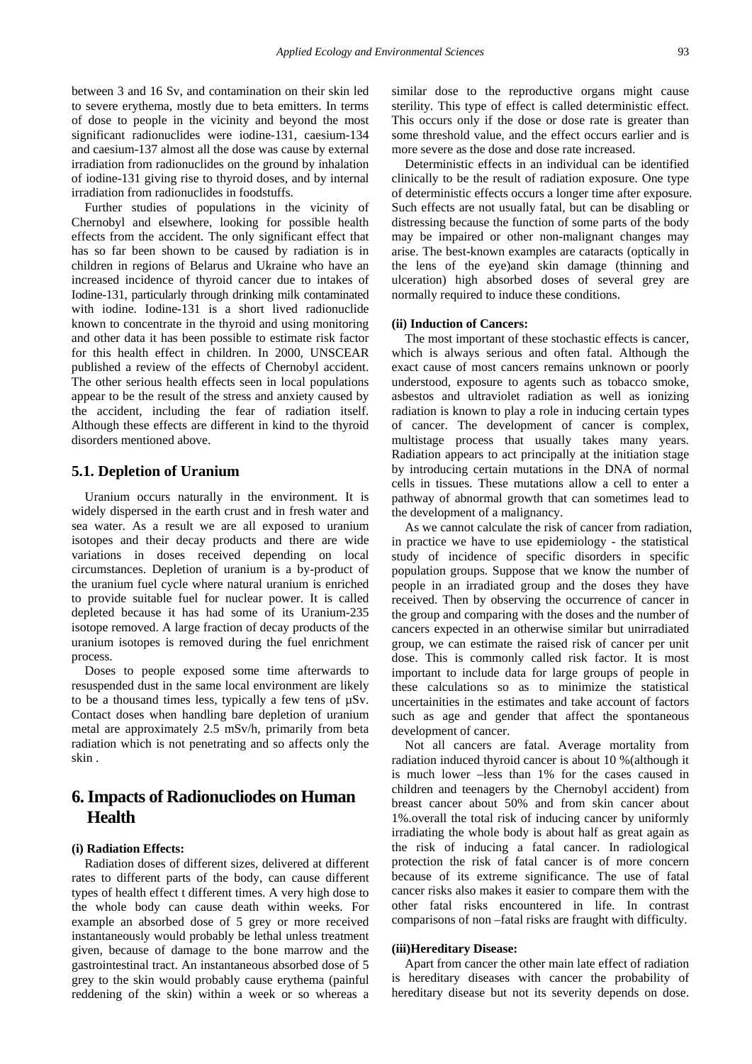between 3 and 16 Sv, and contamination on their skin led to severe erythema, mostly due to beta emitters. In terms of dose to people in the vicinity and beyond the most significant radionuclides were iodine-131, caesium-134 and caesium-137 almost all the dose was cause by external irradiation from radionuclides on the ground by inhalation of iodine-131 giving rise to thyroid doses, and by internal irradiation from radionuclides in foodstuffs.

Further studies of populations in the vicinity of Chernobyl and elsewhere, looking for possible health effects from the accident. The only significant effect that has so far been shown to be caused by radiation is in children in regions of Belarus and Ukraine who have an increased incidence of thyroid cancer due to intakes of Iodine-131, particularly through drinking milk contaminated with iodine. Iodine-131 is a short lived radionuclide known to concentrate in the thyroid and using monitoring and other data it has been possible to estimate risk factor for this health effect in children. In 2000, UNSCEAR published a review of the effects of Chernobyl accident. The other serious health effects seen in local populations appear to be the result of the stress and anxiety caused by the accident, including the fear of radiation itself. Although these effects are different in kind to the thyroid disorders mentioned above.

## 5.1. Depletion of Uranium

Uranium occurs naturally in the environment. It is widely dispersed in the earth crust and in fresh water and sea water. As a result we are all exposed to uranium isotopes and their decay products and there are wide variations in doses received depending on local circumstances. Depletion of uranium is a by-product of the uranium fuel cycle where natural uranium is enriched to provide suitable fuel for nuclear power. It is called depleted because it has had some of its Uranium-235 isotope removed. A large fraction of decay products of the uranium isotopes is removed during the fuel enrichment process.

Doses to people exposed some time afterwards to resuspended dust in the same local environment are likely to be a thousand times less, typically a few tens of µSv. Contact doses when handling bare depletion of uranium metal are approximately 2.5 mSv/h, primarily from beta radiation which is not penetrating and so affects only the skin .

# 6. Impacts of Radionucliodes on Human Health

#### (i) Radiation Effects:

Radiation doses of different sizes, delivered at different rates to different parts of the body, can cause different types of health effect t different times. A very high dose to the whole body can cause death within weeks. For example an absorbed dose of 5 grey or more received instantaneously would probably be lethal unless treatment given, because of damage to the bone marrow and the gastrointestinal tract. An instantaneous absorbed dose of 5 grey to the skin would probably cause erythema (painful reddening of the skin) within a week or so whereas a similar dose to the reproductive organs might cause sterility. This type of effect is called deterministic effect. This occurs only if the dose or dose rate is greater than some threshold value, and the effect occurs earlier and is more severe as the dose and dose rate increased.

Deterministic effects in an individual can be identified clinically to be the result of radiation exposure. One type of deterministic effects occurs a longer time after exposure. Such effects are not usually fatal, but can be disabling or distressing because the function of some parts of the body may be impaired or other non-malignant changes may arise. The best-known examples are cataracts (optically in the lens of the eye)and skin damage (thinning and ulceration) high absorbed doses of several grey are normally required to induce these conditions.

#### (ii) Induction of Cancers:

The most important of these stochastic effects is cancer, which is always serious and often fatal. Although the exact cause of most cancers remains unknown or poorly understood, exposure to agents such as tobacco smoke, asbestos and ultraviolet radiation as well as ionizing radiation is known to play a role in inducing certain types of cancer. The development of cancer is complex, multistage process that usually takes many years. Radiation appears to act principally at the initiation stage by introducing certain mutations in the DNA of normal cells in tissues. These mutations allow a cell to enter a pathway of abnormal growth that can sometimes lead to the development of a malignancy.

As we cannot calculate the risk of cancer from radiation, in practice we have to use epidemiology - the statistical study of incidence of specific disorders in specific population groups. Suppose that we know the number of people in an irradiated group and the doses they have received. Then by observing the occurrence of cancer in the group and comparing with the doses and the number of cancers expected in an otherwise similar but unirradiated group, we can estimate the raised risk of cancer per unit dose. This is commonly called risk factor. It is most important to include data for large groups of people in these calculations so as to minimize the statistical uncertainities in the estimates and take account of factors such as age and gender that affect the spontaneous development of cancer.

Not all cancers are fatal. Average mortality from radiation induced thyroid cancer is about 10 %(although it is much lower –less than 1% for the cases caused in children and teenagers by the Chernobyl accident) from breast cancer about 50% and from skin cancer about 1%.overall the total risk of inducing cancer by uniformly irradiating the whole body is about half as great again as the risk of inducing a fatal cancer. In radiological protection the risk of fatal cancer is of more concern because of its extreme significance. The use of fatal cancer risks also makes it easier to compare them with the other fatal risks encountered in life. In contrast comparisons of non –fatal risks are fraught with difficulty.

#### (iii)Hereditary Disease:

Apart from cancer the other main late effect of radiation is hereditary diseases with cancer the probability of hereditary disease but not its severity depends on dose.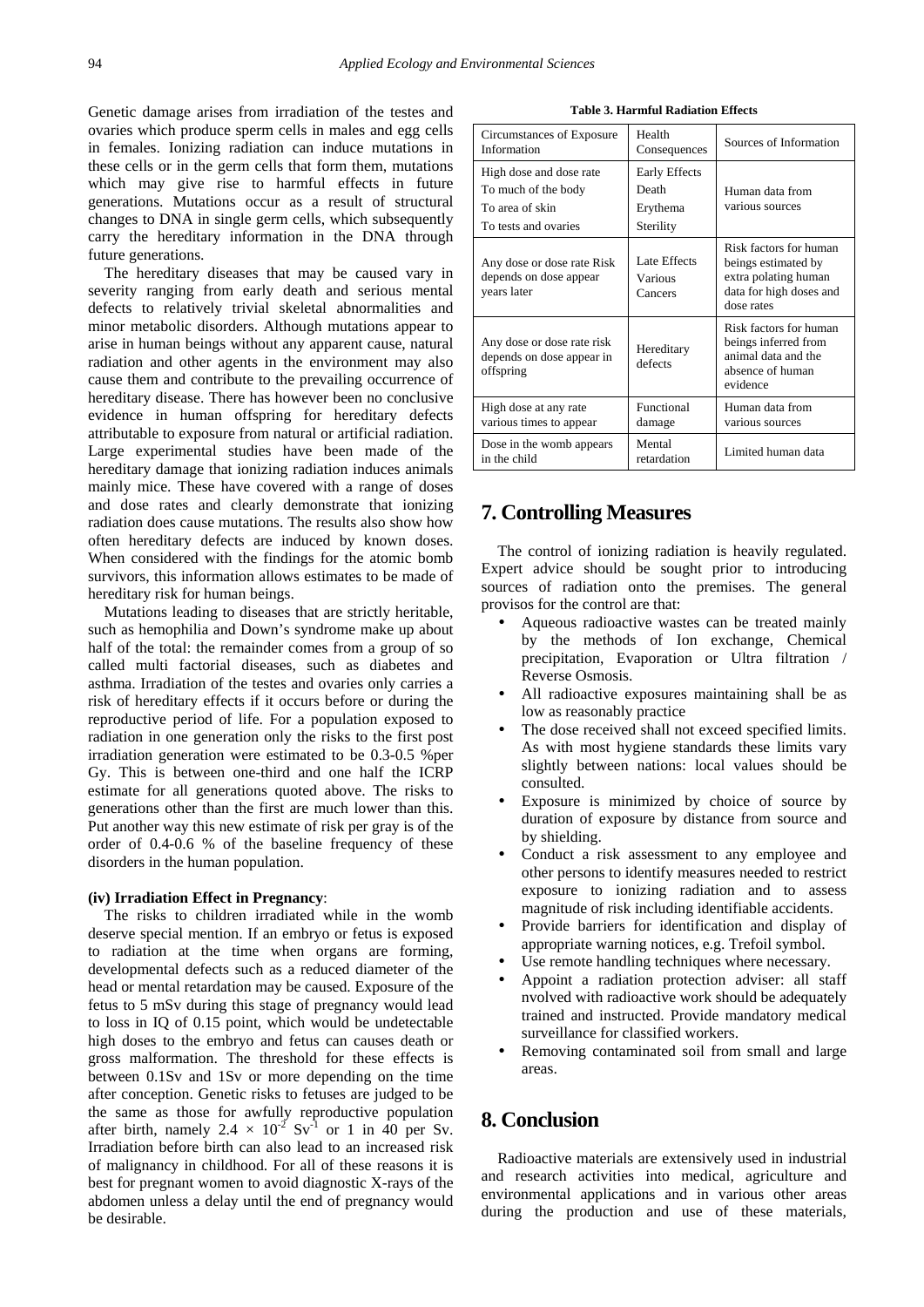Genetic damage arises from irradiation of the testes and ovaries which produce sperm cells in males and egg cells in females. Ionizing radiation can induce mutations in these cells or in the germ cells that form them, mutations which may give rise to harmful effects in future generations. Mutations occur as a result of structural changes to DNA in single germ cells, which subsequently carry the hereditary information in the DNA through future generations.

The hereditary diseases that may be caused vary in severity ranging from early death and serious mental defects to relatively trivial skeletal abnormalities and minor metabolic disorders. Although mutations appear to arise in human beings without any apparent cause, natural radiation and other agents in the environment may also cause them and contribute to the prevailing occurrence of hereditary disease. There has however been no conclusive evidence in human offspring for hereditary defects attributable to exposure from natural or artificial radiation. Large experimental studies have been made of the hereditary damage that ionizing radiation induces animals mainly mice. These have covered with a range of doses and dose rates and clearly demonstrate that ionizing radiation does cause mutations. The results also show how often hereditary defects are induced by known doses. When considered with the findings for the atomic bomb survivors, this information allows estimates to be made of hereditary risk for human beings.

Mutations leading to diseases that are strictly heritable, such as hemophilia and Down's syndrome make up about half of the total: the remainder comes from a group of so called multi factorial diseases, such as diabetes and asthma. Irradiation of the testes and ovaries only carries a risk of hereditary effects if it occurs before or during the reproductive period of life. For a population exposed to radiation in one generation only the risks to the first post irradiation generation were estimated to be 0.3-0.5 %per Gy. This is between one-third and one half the ICRP estimate for all generations quoted above. The risks to generations other than the first are much lower than this. Put another way this new estimate of risk per gray is of the order of 0.4-0.6 % of the baseline frequency of these disorders in the human population.

**(iv) Irradiation Effect in Pregnancy**:

The risks to children irradiated while in the womb deserve special mention. If an embryo or fetus is exposed to radiation at the time when organs are forming, developmental defects such as a reduced diameter of the head or mental retardation may be caused. Exposure of the fetus to 5 mSv during this stage of pregnancy would lead to loss in IQ of 0.15 point, which would be undetectable high doses to the embryo and fetus can causes death or gross malformation. The threshold for these effects is between 0.1Sv and 1Sv or more depending on the time after conception. Genetic risks to fetuses are judged to be the same as those for awfully reproductive population after birth, namely $2.4 \times 10^{-2}$ $Sv^{-1}$ or 1 in 40 per Sv. Irradiation before birth can also lead to an increased risk of malignancy in childhood. For all of these reasons it is best for pregnant women to avoid diagnostic X-rays of the abdomen unless a delay until the end of pregnancy would be desirable.

**Table 3. Harmful Radiation Effects**

| Circumstances of Exposure Information | Health Consequences | Sources of Information |
|---|---|---|
| High dose and dose rate<br>To much of the body<br>To area of skin<br>To tests and ovaries | Early Effects<br>Death<br>Erythema<br>Sterility | Human data from various sources |
| Any dose or dose rate Risk depends on dose appear years later | Late Effects Various Cancers | Risk factors for human beings estimated by extra polating human data for high doses and dose rates |
| Any dose or dose rate risk depends on dose appear in offspring | Hereditary defects | Risk factors for human beings inferred from animal data and the absence of human evidence |
| High dose at any rate various times to appear | Functional damage | Human data from various sources |
| Dose in the womb appears in the child | Mental retardation | Limited human data |

## 7. Controlling Measures

The control of ionizing radiation is heavily regulated. Expert advice should be sought prior to introducing sources of radiation onto the premises. The general provisos for the control are that:

- Aqueous radioactive wastes can be treated mainly by the methods of Ion exchange, Chemical precipitation, Evaporation or Ultra filtration / Reverse Osmosis.
- All radioactive exposures maintaining shall be as low as reasonably practice
- The dose received shall not exceed specified limits. As with most hygiene standards these limits vary slightly between nations: local values should be consulted.
- Exposure is minimized by choice of source by duration of exposure by distance from source and by shielding.
- Conduct a risk assessment to any employee and other persons to identify measures needed to restrict exposure to ionizing radiation and to assess magnitude of risk including identifiable accidents.
- Provide barriers for identification and display of appropriate warning notices, e.g. Trefoil symbol.
- Use remote handling techniques where necessary.
- Appoint a radiation protection adviser: all staff nvolved with radioactive work should be adequately trained and instructed. Provide mandatory medical surveillance for classified workers.
- Removing contaminated soil from small and large areas.

## 8. Conclusion

Radioactive materials are extensively used in industrial and research activities into medical, agriculture and environmental applications and in various other areas during the production and use of these materials,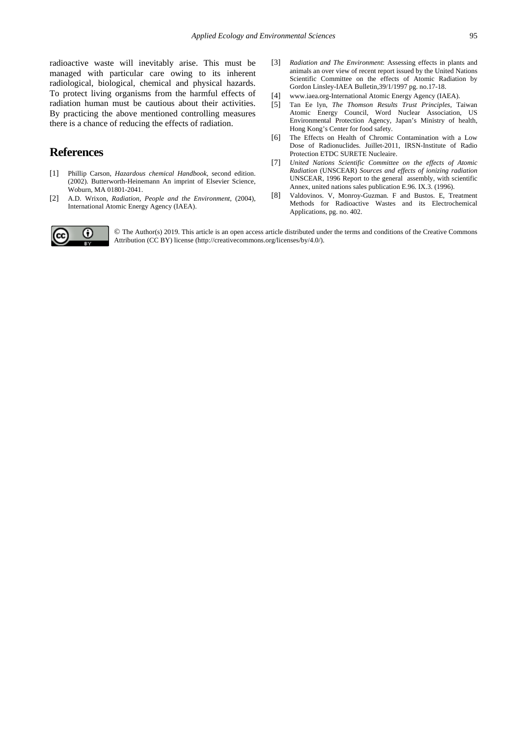radioactive waste will inevitably arise. This must be managed with particular care owing to its inherent radiological, biological, chemical and physical hazards. To protect living organisms from the harmful effects of radiation human must be cautious about their activities. By practicing the above mentioned controlling measures there is a chance of reducing the effects of radiation.

## References

[1] Phillip Carson, *Hazardous chemical Handbook*, second edition. (2002). Butterworth-Heinemann An imprint of Elsevier Science, Woburn, MA 01801-2041.

[2] A.D. Wrixon, *Radiation, People and the Environment*, (2004), International Atomic Energy Agency (IAEA).

[3] *Radiation and The Environment*: Assessing effects in plants and animals an over view of recent report issued by the United Nations Scientific Committee on the effects of Atomic Radiation by Gordon Linsley-IAEA Bulletin,39/1/1997 pg. no.17-18.

[4] www.iaea.org-International Atomic Energy Agency (IAEA).

[5] Tan Ee lyn, *The Thomson Results Trust Principles*, Taiwan Atomic Energy Council, Word Nuclear Association, US Environmental Protection Agency, Japan's Ministry of health, Hong Kong's Center for food safety.

[6] The Effects on Health of Chromic Contamination with a Low Dose of Radionuclides. Juillet-2011, IRSN-Institute of Radio Protection ETDC SURETE Nucleaire.

[7] *United Nations Scientific Committee on the effects of Atomic Radiation* (UNSCEAR) *Sources and effects of ionizing radiation* UNSCEAR, 1996 Report to the general assembly, with scientific Annex, united nations sales publication E.96. IX.3. (1996).

[8] Valdovinos. V, Monroy-Guzman. F and Bustos. E, Treatment Methods for Radioactive Wastes and its Electrochemical Applications, pg. no. 402.

© The Author(s) 2019. This article is an open access article distributed under the terms and conditions of the Creative Commons Attribution (CC BY) license (http://creativecommons.org/licenses/by/4.0/).